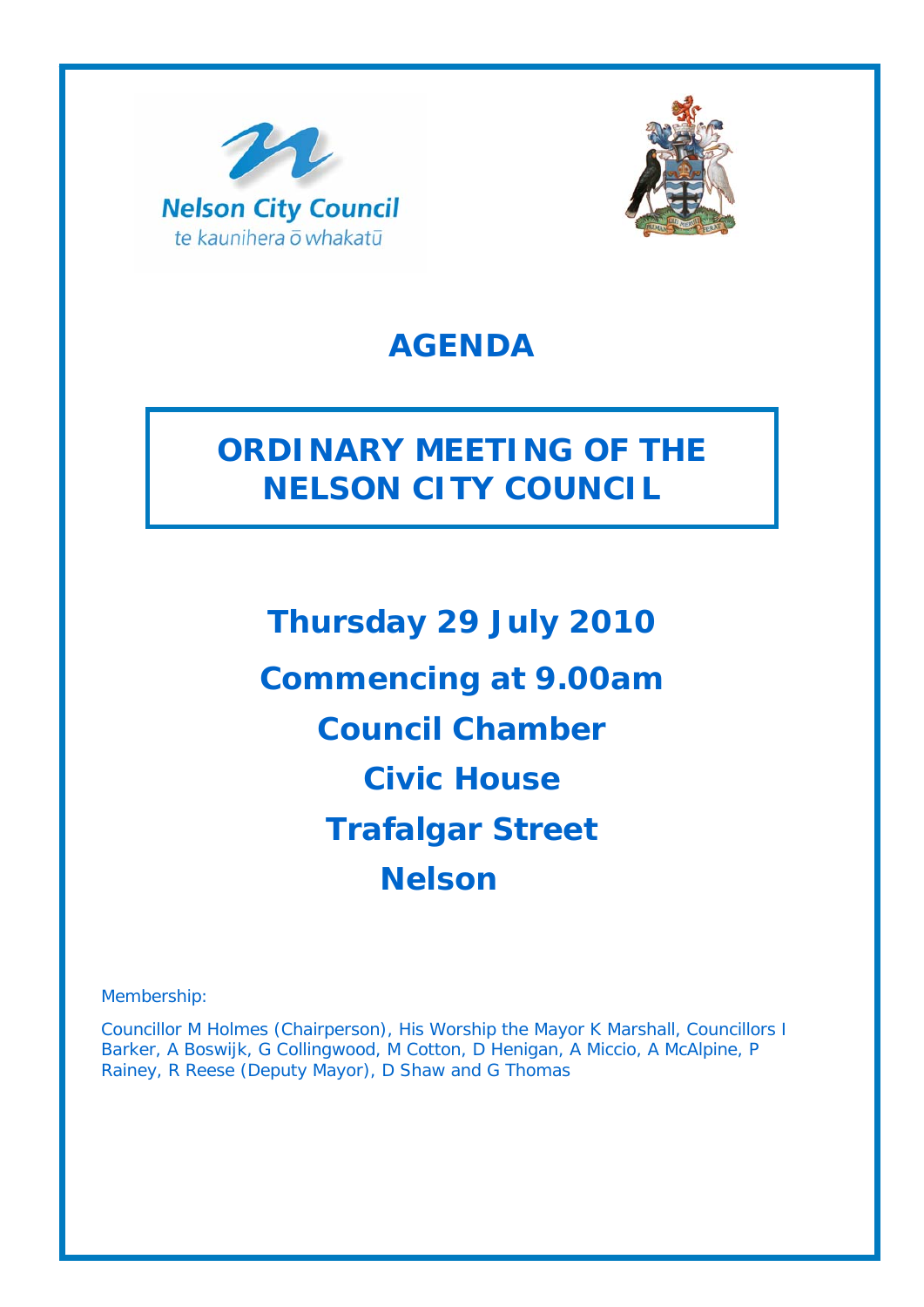Nelson City Council
te kaunihera ō whakatū

# AGENDA

## ORDINARY MEETING OF THE NELSON CITY COUNCIL

**Thursday 29 July 2010**

**Commencing at 9.00am**

**Council Chamber**

**Civic House**

**Trafalgar Street**

**Nelson**

Membership:

Councillor M Holmes (Chairperson), His Worship the Mayor K Marshall, Councillors I Barker, A Boswijk, G Collingwood, M Cotton, D Henigan, A Miccio, A McAlpine, P Rainey, R Reese (Deputy Mayor), D Shaw and G Thomas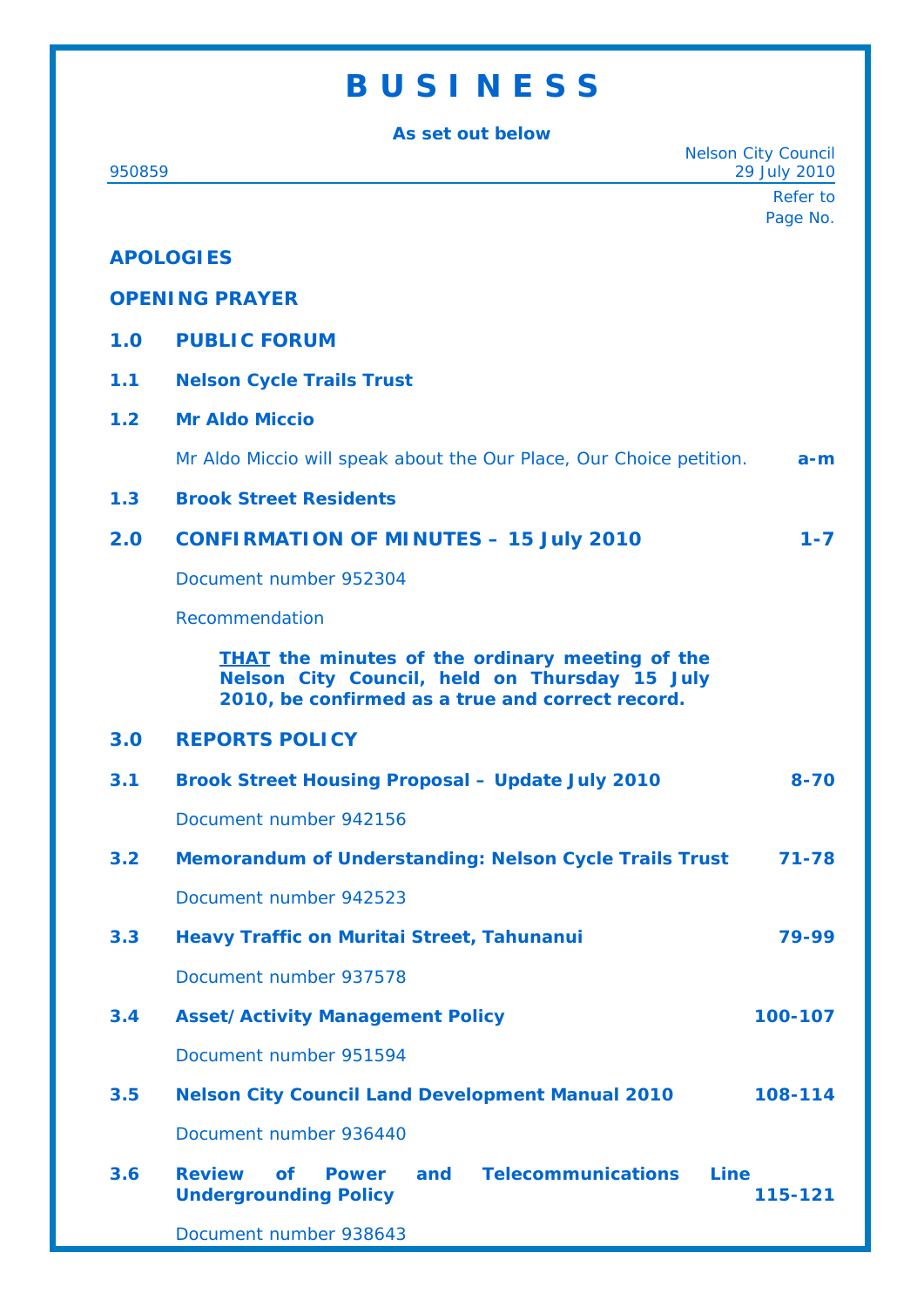# B U S I N E S S

**As set out below**

950859 | Nelson City Council 29 July 2010

Refer to Page No.

**APOLOGIES**

**OPENING PRAYER**

**1.0 PUBLIC FORUM**

**1.1 Nelson Cycle Trails Trust**

**1.2 Mr Aldo Miccio**

Mr Aldo Miccio will speak about the Our Place, Our Choice petition. **a-m**

**1.3 Brook Street Residents**

**2.0 CONFIRMATION OF MINUTES – 15 July 2010** **1-7**

Document number 952304

Recommendation

> **THAT the minutes of the ordinary meeting of the Nelson City Council, held on Thursday 15 July 2010, be confirmed as a true and correct record.**

**3.0 REPORTS POLICY**

**3.1 Brook Street Housing Proposal – Update July 2010** **8-70**

Document number 942156

**3.2 Memorandum of Understanding: Nelson Cycle Trails Trust** **71-78**

Document number 942523

**3.3 Heavy Traffic on Muritai Street, Tahunanui** **79-99**

Document number 937578

**3.4 Asset/Activity Management Policy** **100-107**

Document number 951594

**3.5 Nelson City Council Land Development Manual 2010** **108-114**

Document number 936440

**3.6 Review of Power and Telecommunications Line Undergrounding Policy** **115-121**

Document number 938643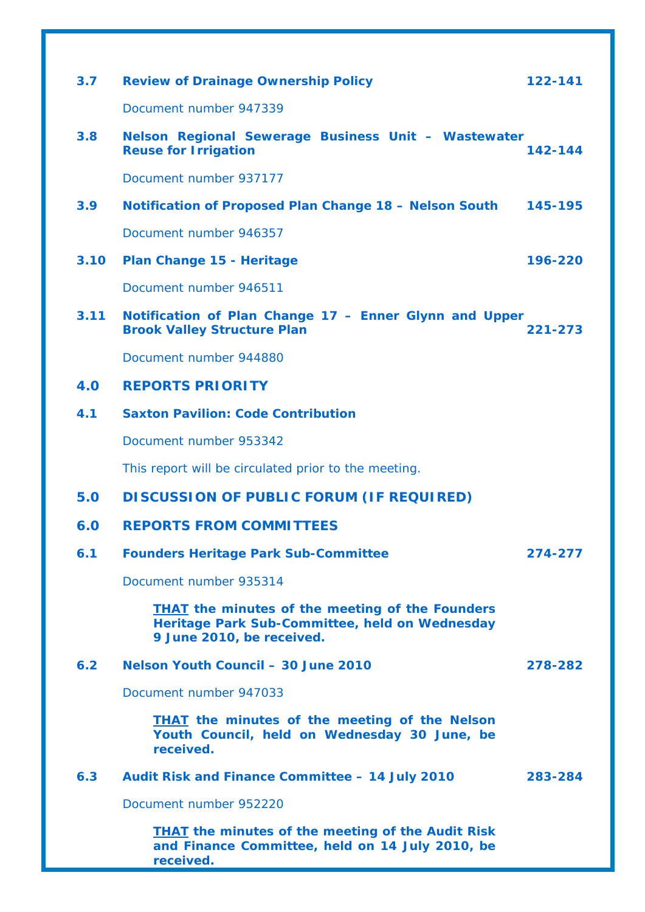**3.7 Review of Drainage Ownership Policy** **122-141**

Document number 947339

**3.8 Nelson Regional Sewerage Business Unit – Wastewater Reuse for Irrigation** **142-144**

Document number 937177

**3.9 Notification of Proposed Plan Change 18 – Nelson South** **145-195**

Document number 946357

**3.10 Plan Change 15 - Heritage** **196-220**

Document number 946511

**3.11 Notification of Plan Change 17 – Enner Glynn and Upper Brook Valley Structure Plan** **221-273**

Document number 944880

## 4.0 REPORTS PRIORITY

**4.1 Saxton Pavilion: Code Contribution**

Document number 953342

This report will be circulated prior to the meeting.

## 5.0 DISCUSSION OF PUBLIC FORUM (IF REQUIRED)

## 6.0 REPORTS FROM COMMITTEES

**6.1 Founders Heritage Park Sub-Committee** **274-277**

Document number 935314

> **THAT the minutes of the meeting of the Founders Heritage Park Sub-Committee, held on Wednesday 9 June 2010, be received.**

**6.2 Nelson Youth Council – 30 June 2010** **278-282**

Document number 947033

> **THAT the minutes of the meeting of the Nelson Youth Council, held on Wednesday 30 June, be received.**

**6.3 Audit Risk and Finance Committee – 14 July 2010** **283-284**

Document number 952220

> **THAT the minutes of the meeting of the Audit Risk and Finance Committee, held on 14 July 2010, be received.**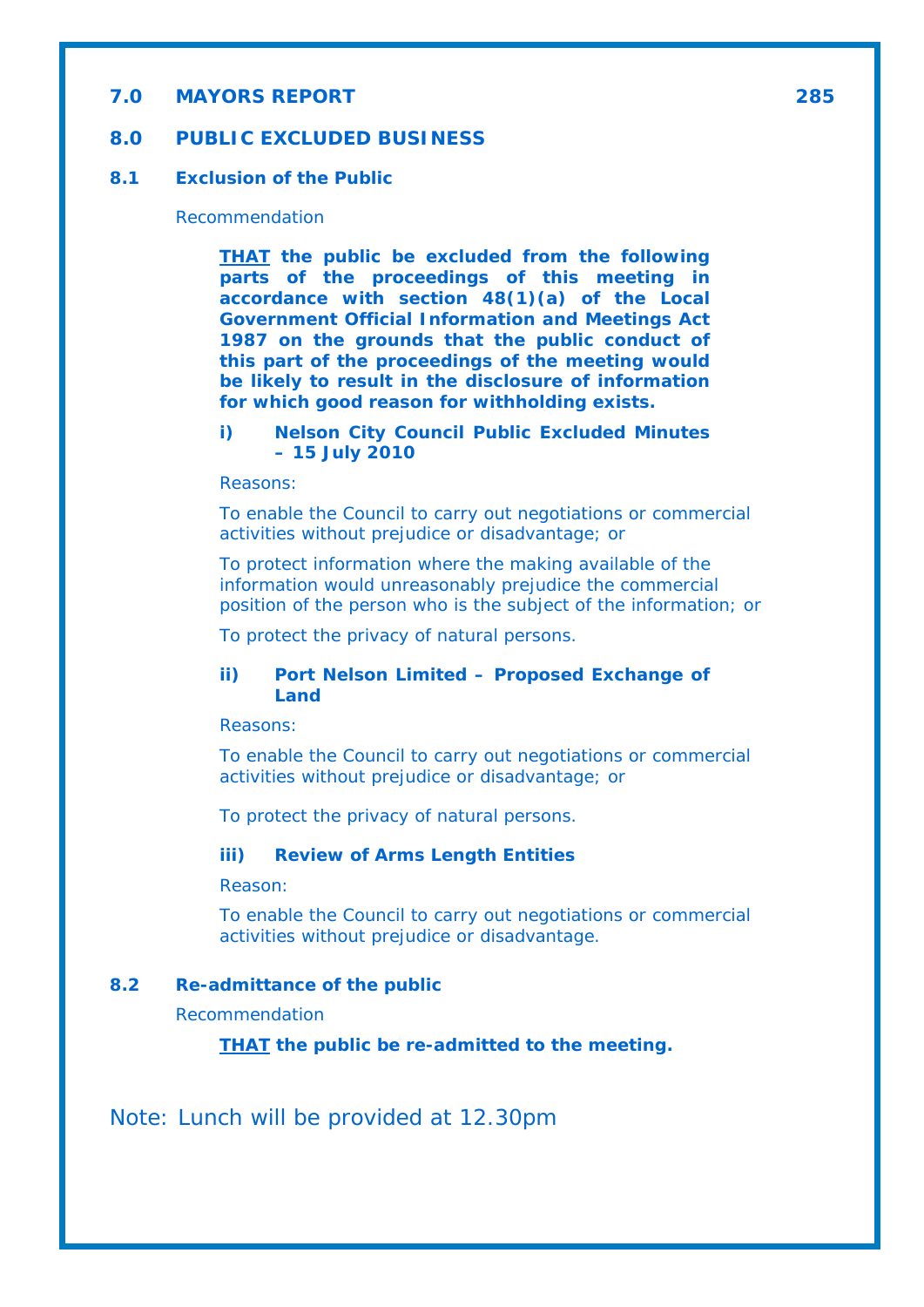## 7.0 MAYORS REPORT 285

## 8.0 PUBLIC EXCLUDED BUSINESS

### 8.1 Exclusion of the Public

Recommendation

**<u>THAT</u> the public be excluded from the following parts of the proceedings of this meeting in accordance with section 48(1)(a) of the Local Government Official Information and Meetings Act 1987 on the grounds that the public conduct of this part of the proceedings of the meeting would be likely to result in the disclosure of information for which good reason for withholding exists.**

**i) Nelson City Council Public Excluded Minutes – 15 July 2010**

Reasons:

To enable the Council to carry out negotiations or commercial activities without prejudice or disadvantage; or

To protect information where the making available of the information would unreasonably prejudice the commercial position of the person who is the subject of the information; or

To protect the privacy of natural persons.

**ii) Port Nelson Limited – Proposed Exchange of Land**

Reasons:

To enable the Council to carry out negotiations or commercial activities without prejudice or disadvantage; or

To protect the privacy of natural persons.

**iii) Review of Arms Length Entities**

Reason:

To enable the Council to carry out negotiations or commercial activities without prejudice or disadvantage.

### 8.2 Re-admittance of the public

Recommendation

**<u>THAT</u> the public be re-admitted to the meeting.**

Note: Lunch will be provided at 12.30pm